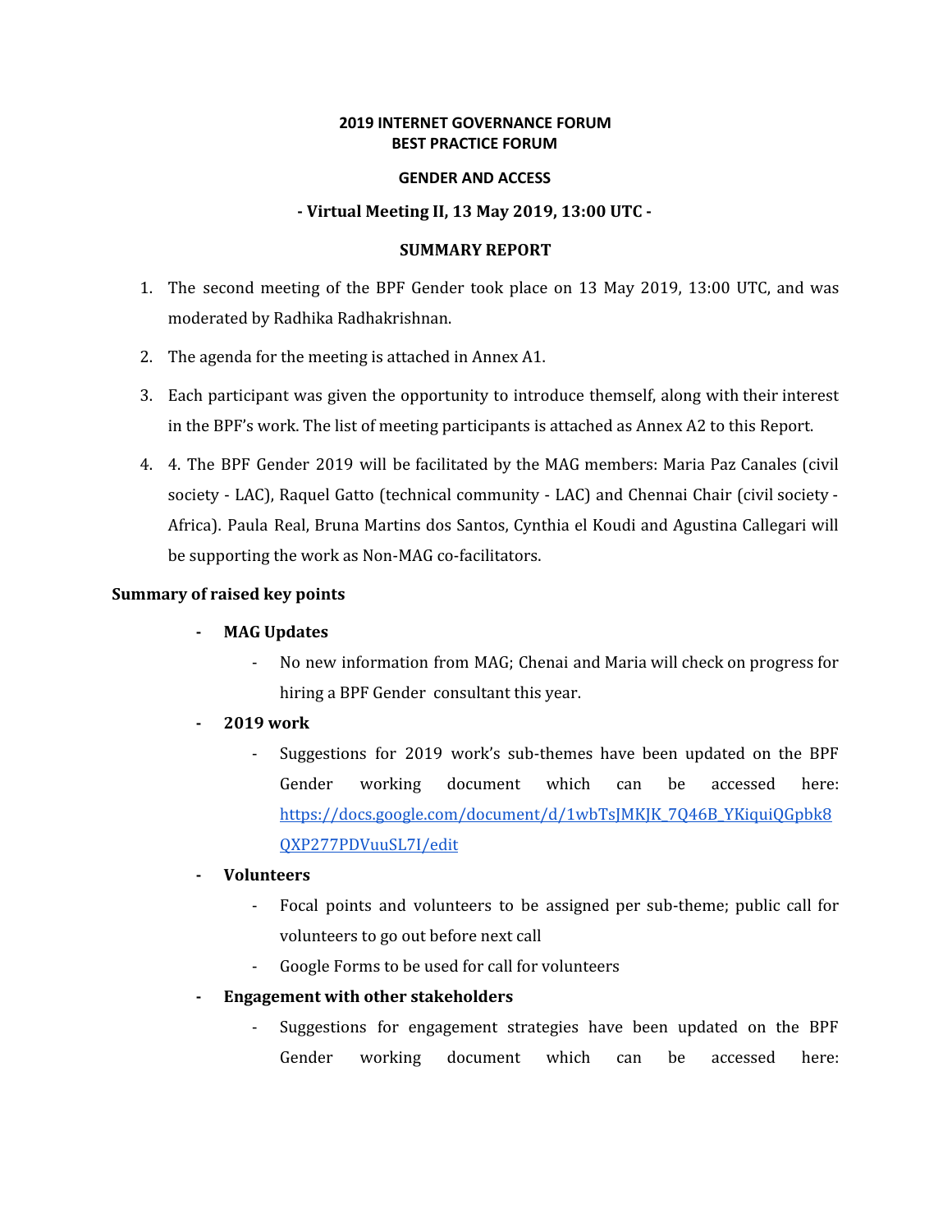**2019 INTERNET GOVERNANCE FORUM**
**BEST PRACTICE FORUM**

**GENDER AND ACCESS**

**- Virtual Meeting II, 13 May 2019, 13:00 UTC -**

**SUMMARY REPORT**

1. The second meeting of the BPF Gender took place on 13 May 2019, 13:00 UTC, and was moderated by Radhika Radhakrishnan.
2. The agenda for the meeting is attached in Annex A1.
3. Each participant was given the opportunity to introduce themself, along with their interest in the BPF's work. The list of meeting participants is attached as Annex A2 to this Report.
4. 4. The BPF Gender 2019 will be facilitated by the MAG members: Maria Paz Canales (civil society - LAC), Raquel Gatto (technical community - LAC) and Chennai Chair (civil society - Africa). Paula Real, Bruna Martins dos Santos, Cynthia el Koudi and Agustina Callegari will be supporting the work as Non-MAG co-facilitators.

**Summary of raised key points**

- **MAG Updates**
  - No new information from MAG; Chenai and Maria will check on progress for hiring a BPF Gender consultant this year.
- **2019 work**
  - Suggestions for 2019 work's sub-themes have been updated on the BPF Gender working document which can be accessed here: https://docs.google.com/document/d/1wbTsJMKJK_7Q46B_YKiquiQGpbk8QXP277PDVuuSL7I/edit
- **Volunteers**
  - Focal points and volunteers to be assigned per sub-theme; public call for volunteers to go out before next call
  - Google Forms to be used for call for volunteers
- **Engagement with other stakeholders**
  - Suggestions for engagement strategies have been updated on the BPF Gender working document which can be accessed here: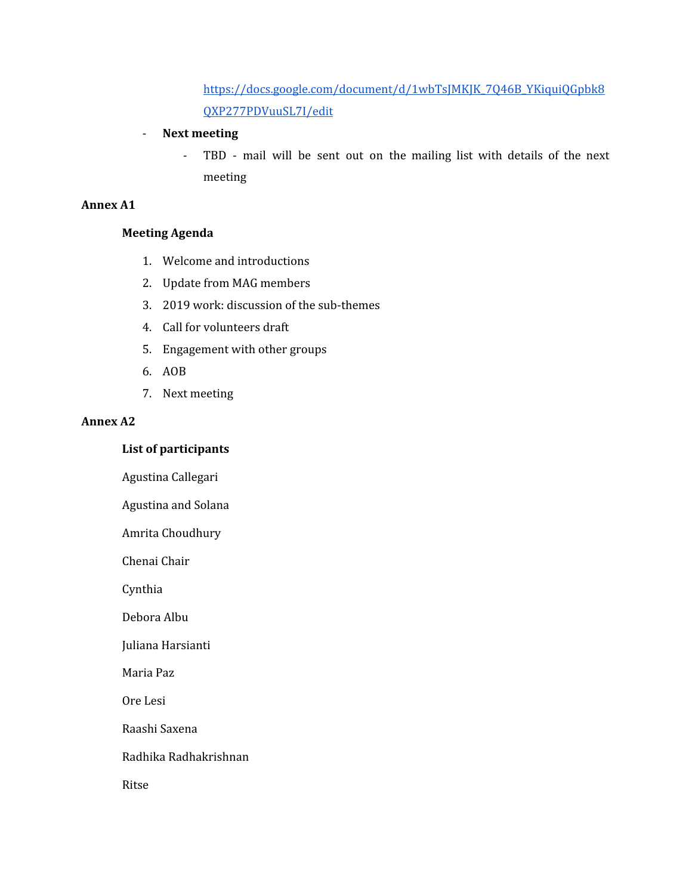https://docs.google.com/document/d/1wbTsJMKJK_7Q46B_YKiquiQGpbk8QXP277PDVuuSL7I/edit

- **Next meeting**
    - TBD - mail will be sent out on the mailing list with details of the next meeting

**Annex A1**

**Meeting Agenda**

1. Welcome and introductions
2. Update from MAG members
3. 2019 work: discussion of the sub-themes
4. Call for volunteers draft
5. Engagement with other groups
6. AOB
7. Next meeting

**Annex A2**

**List of participants**

Agustina Callegari

Agustina and Solana

Amrita Choudhury

Chenai Chair

Cynthia

Debora Albu

Juliana Harsianti

Maria Paz

Ore Lesi

Raashi Saxena

Radhika Radhakrishnan

Ritse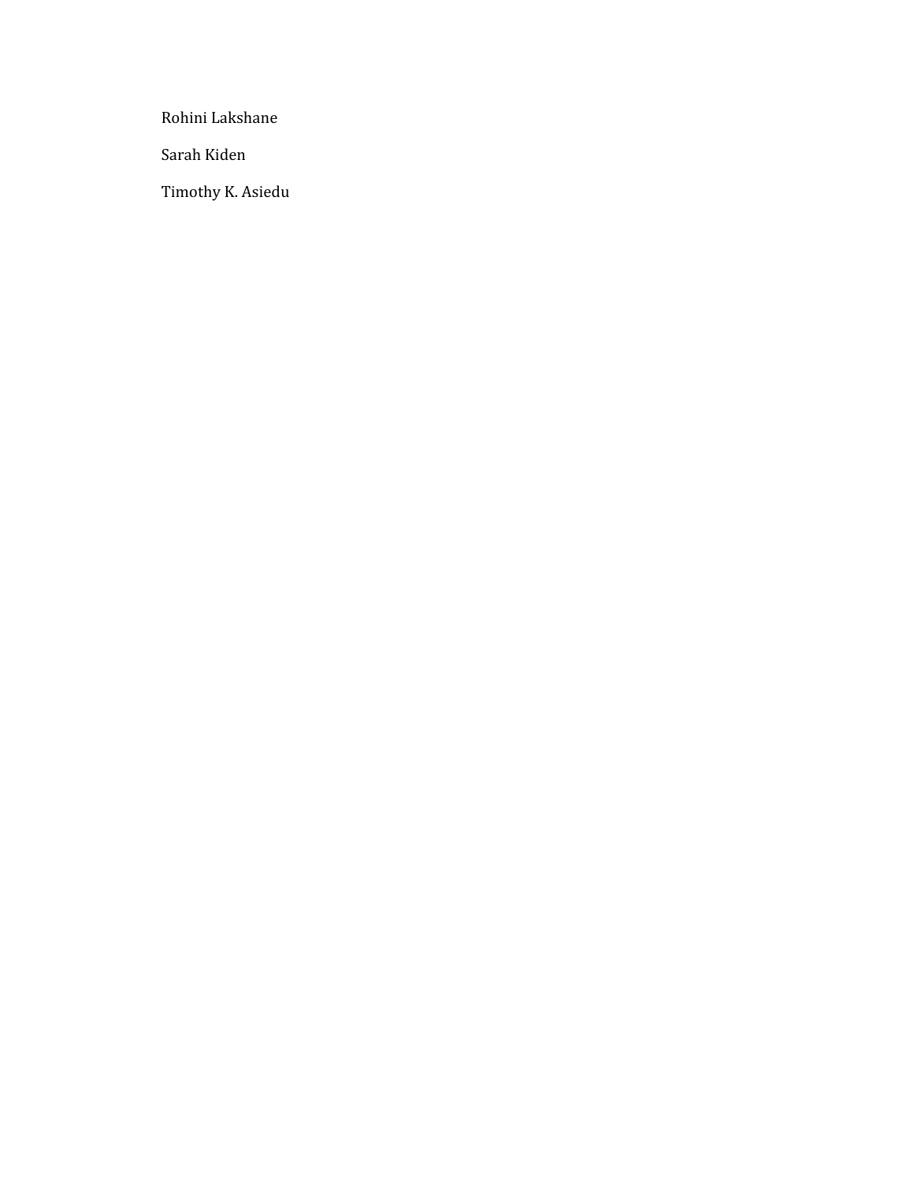Rohini Lakshane

Sarah Kiden

Timothy K. Asiedu